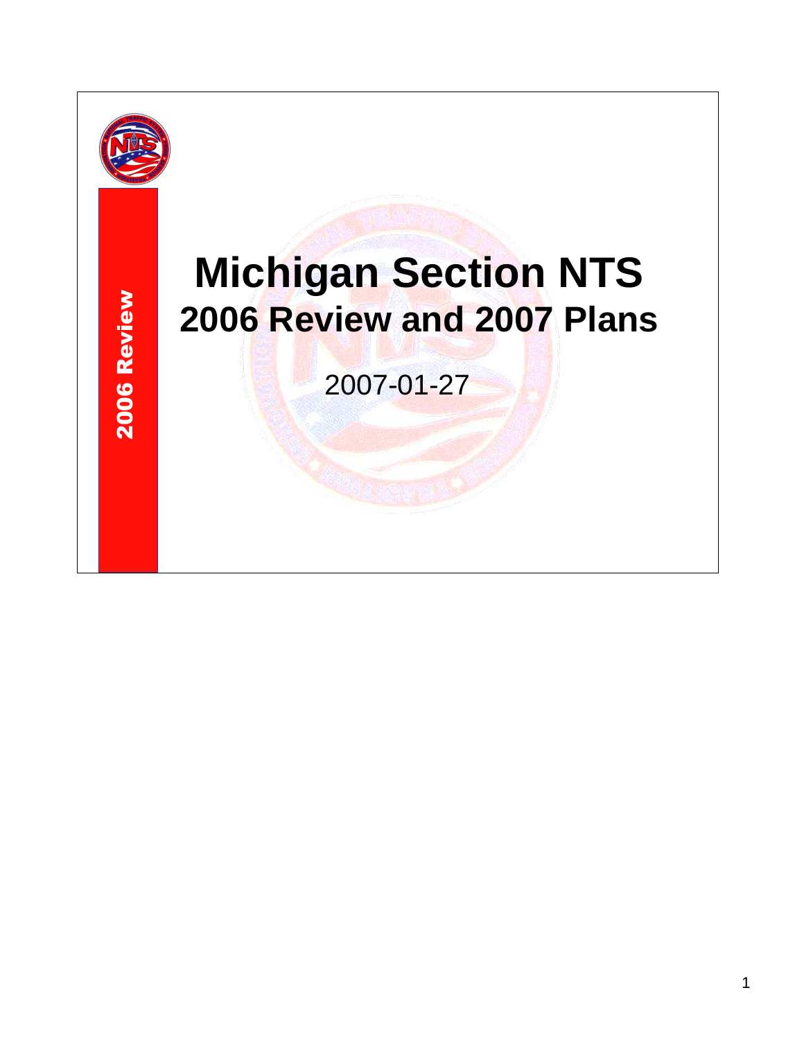2006 Review

# Michigan Section NTS

## 2006 Review and 2007 Plans

2007-01-27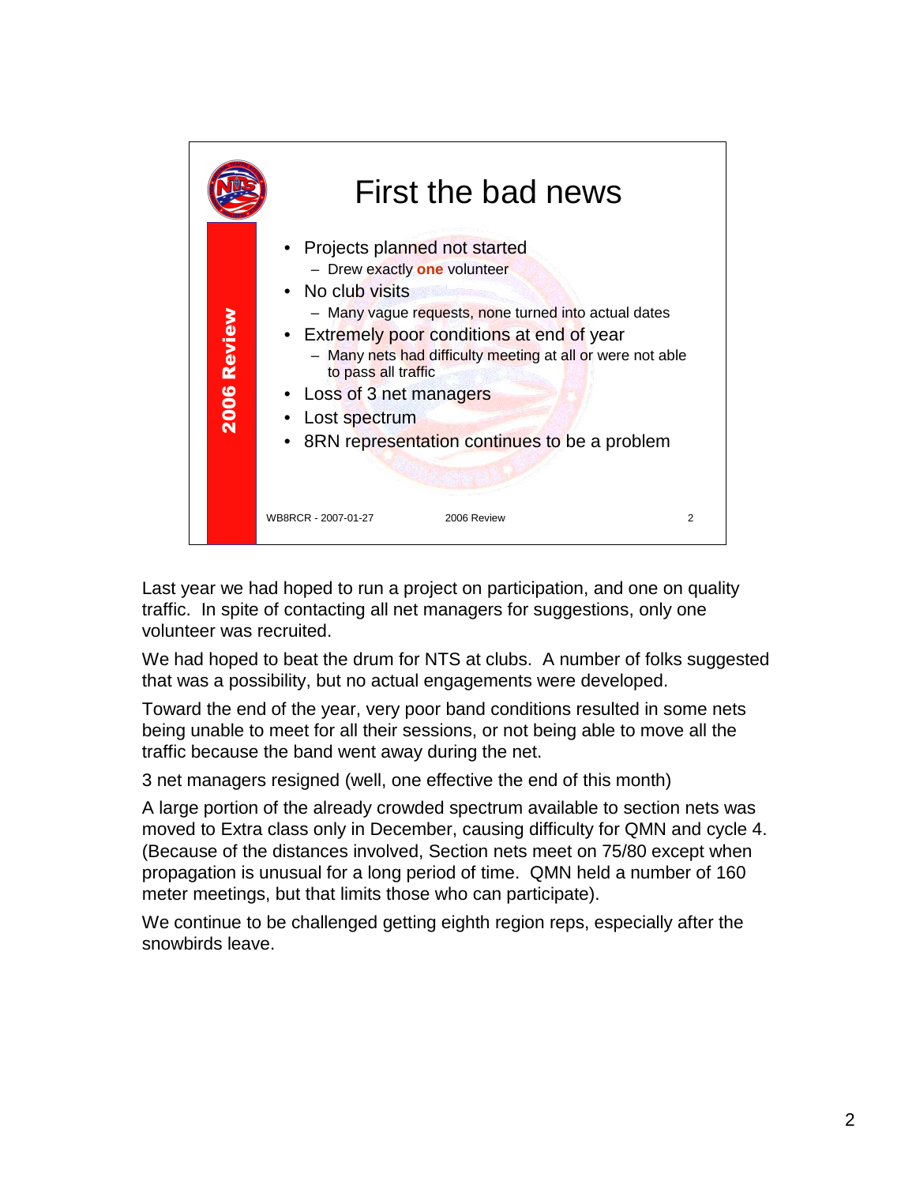# First the bad news

- Projects planned not started
  - Drew exactly **one** volunteer
- No club visits
  - Many vague requests, none turned into actual dates
- Extremely poor conditions at end of year
  - Many nets had difficulty meeting at all or were not able to pass all traffic
- Loss of 3 net managers
- Lost spectrum
- 8RN representation continues to be a problem

WB8RCR - 2007-01-27 2006 Review

Last year we had hoped to run a project on participation, and one on quality traffic. In spite of contacting all net managers for suggestions, only one volunteer was recruited.

We had hoped to beat the drum for NTS at clubs. A number of folks suggested that was a possibility, but no actual engagements were developed.

Toward the end of the year, very poor band conditions resulted in some nets being unable to meet for all their sessions, or not being able to move all the traffic because the band went away during the net.

3 net managers resigned (well, one effective the end of this month)

A large portion of the already crowded spectrum available to section nets was moved to Extra class only in December, causing difficulty for QMN and cycle 4. (Because of the distances involved, Section nets meet on 75/80 except when propagation is unusual for a long period of time. QMN held a number of 160 meter meetings, but that limits those who can participate).

We continue to be challenged getting eighth region reps, especially after the snowbirds leave.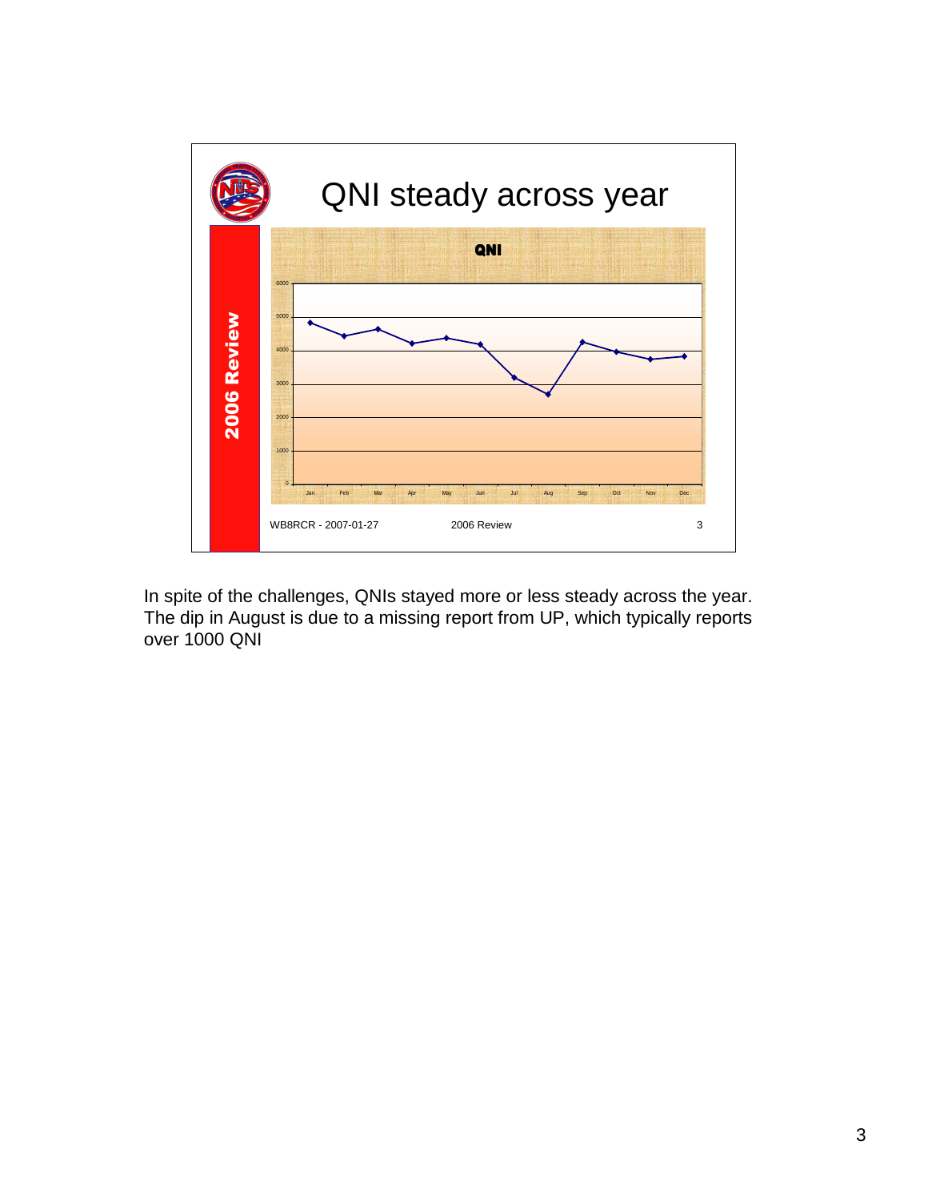# QNI steady across year

**2006 Review**

**QNI**

WB8RCR - 2007-01-27 | 2006 Review | 3

In spite of the challenges, QNIs stayed more or less steady across the year. The dip in August is due to a missing report from UP, which typically reports over 1000 QNI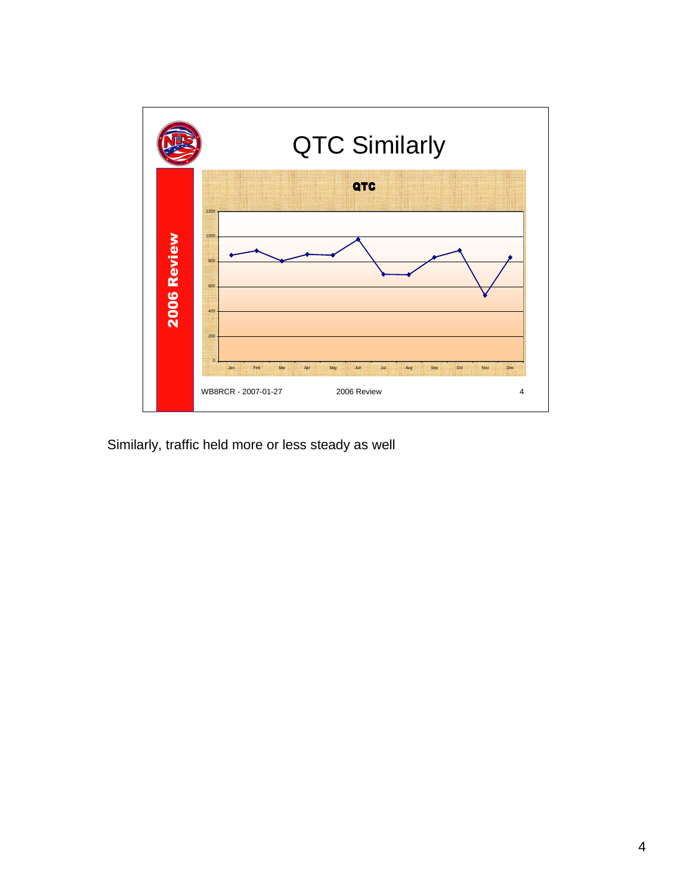## QTC Similarly

**QTC**

| Month | QTC |
|---|---|
| Jan | |
| Feb | |
| Mar | |
| Apr | |
| May | |
| Jun | |
| Jul | |
| Aug | |
| Sep | |
| Oct | |
| Nov | |
| Dec | |

2006 Review

WB8RCR - 2007-01-27 2006 Review 4

Similarly, traffic held more or less steady as well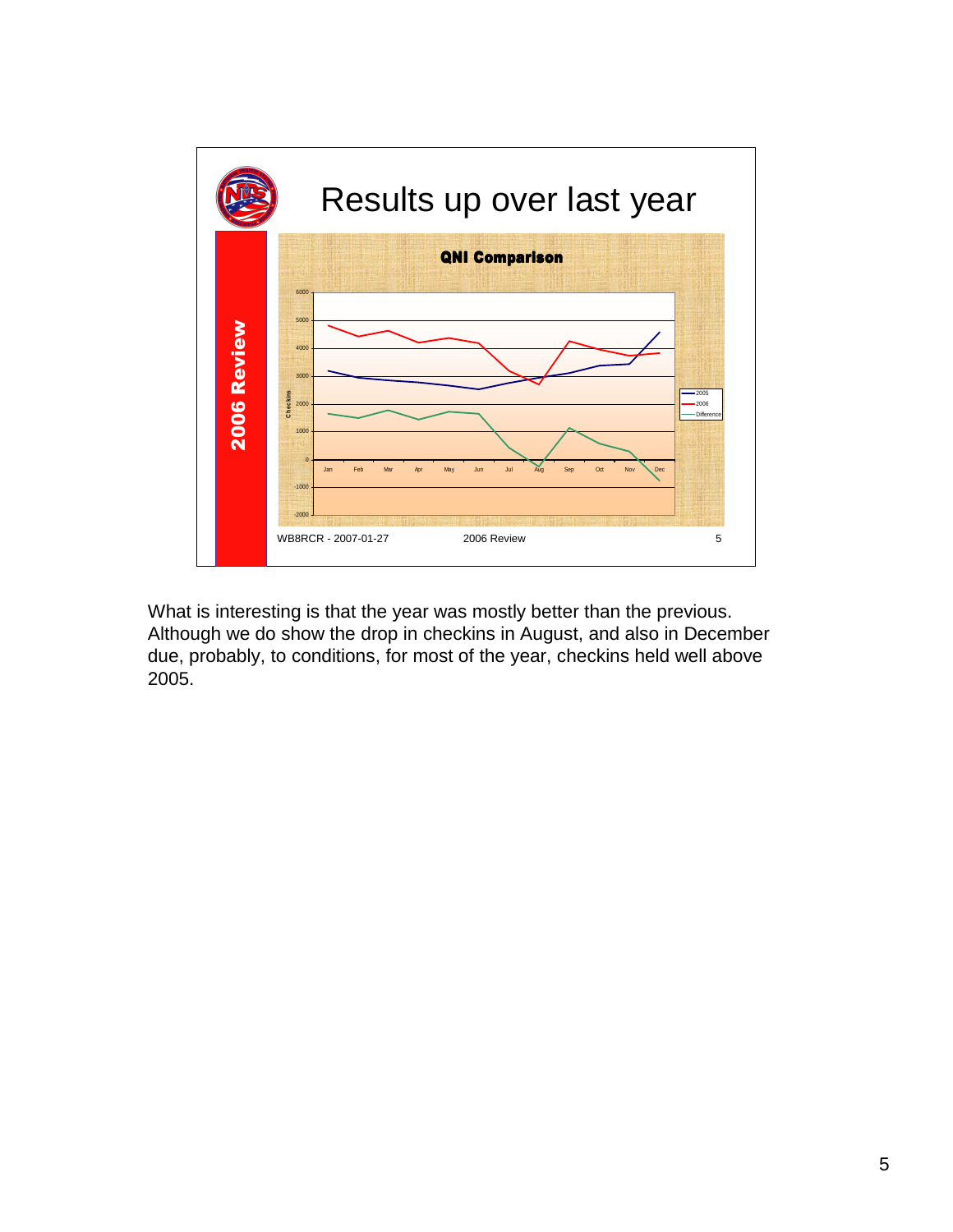# Results up over last year

**2006 Review**

**QNI Comparison**

WB8RCR - 2007-01-27 2006 Review 5

What is interesting is that the year was mostly better than the previous. Although we do show the drop in checkins in August, and also in December due, probably, to conditions, for most of the year, checkins held well above 2005.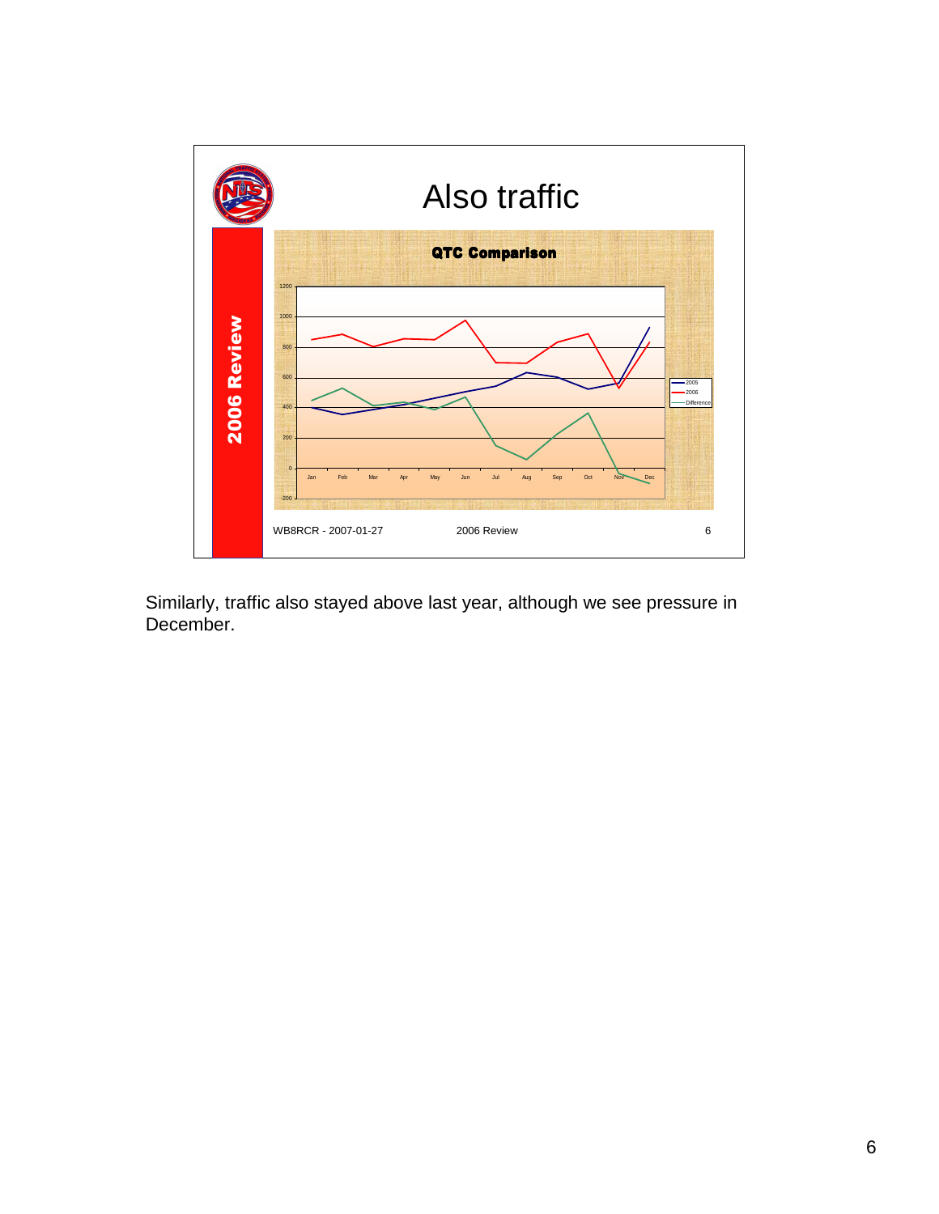# Also traffic

**2006 Review**

**QTC Comparison**

WB8RCR - 2007-01-27 2006 Review 6

Similarly, traffic also stayed above last year, although we see pressure in December.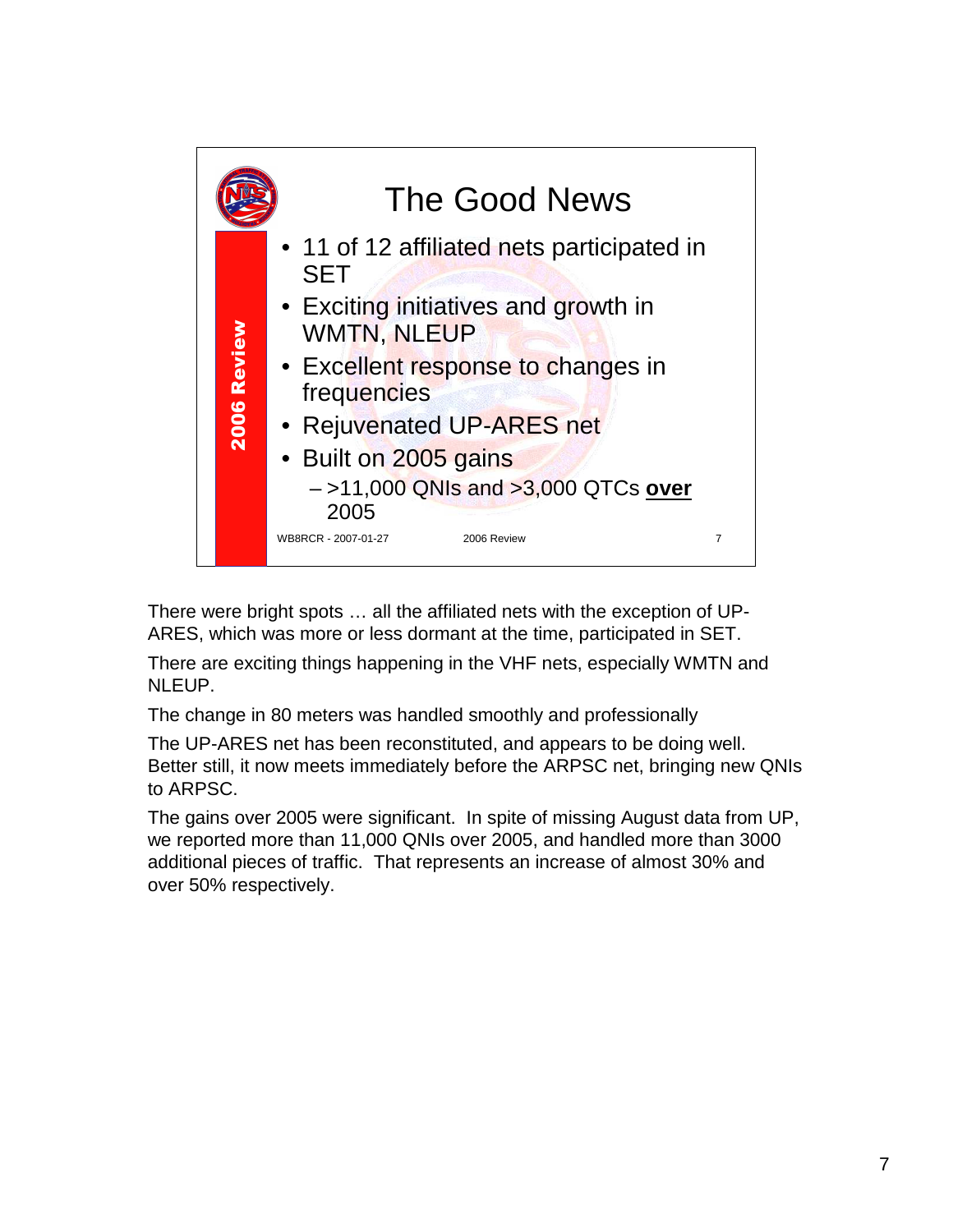## The Good News

*2006 Review*

- 11 of 12 affiliated nets participated in SET
- Exciting initiatives and growth in WMTN, NLEUP
- Excellent response to changes in frequencies
- Rejuvenated UP-ARES net
- Built on 2005 gains
  - >11,000 QNIs and >3,000 QTCs **over** 2005

WB8RCR - 2007-01-27 2006 Review 7

There were bright spots … all the affiliated nets with the exception of UP-ARES, which was more or less dormant at the time, participated in SET.

There are exciting things happening in the VHF nets, especially WMTN and NLEUP.

The change in 80 meters was handled smoothly and professionally

The UP-ARES net has been reconstituted, and appears to be doing well. Better still, it now meets immediately before the ARPSC net, bringing new QNIs to ARPSC.

The gains over 2005 were significant. In spite of missing August data from UP, we reported more than 11,000 QNIs over 2005, and handled more than 3000 additional pieces of traffic. That represents an increase of almost 30% and over 50% respectively.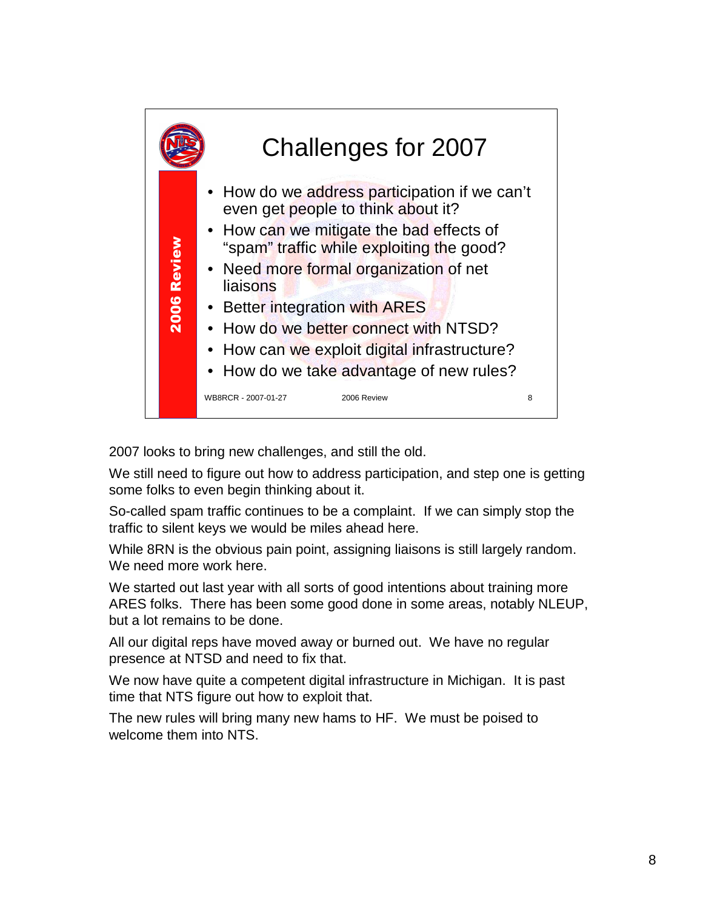## Challenges for 2007

**2006 Review**

- How do we address participation if we can't even get people to think about it?
- How can we mitigate the bad effects of "spam" traffic while exploiting the good?
- Need more formal organization of net liaisons
- Better integration with ARES
- How do we better connect with NTSD?
- How can we exploit digital infrastructure?
- How do we take advantage of new rules?

WB8RCR - 2007-01-27 2006 Review 8

2007 looks to bring new challenges, and still the old.

We still need to figure out how to address participation, and step one is getting some folks to even begin thinking about it.

So-called spam traffic continues to be a complaint. If we can simply stop the traffic to silent keys we would be miles ahead here.

While 8RN is the obvious pain point, assigning liaisons is still largely random. We need more work here.

We started out last year with all sorts of good intentions about training more ARES folks. There has been some good done in some areas, notably NLEUP, but a lot remains to be done.

All our digital reps have moved away or burned out. We have no regular presence at NTSD and need to fix that.

We now have quite a competent digital infrastructure in Michigan. It is past time that NTS figure out how to exploit that.

The new rules will bring many new hams to HF. We must be poised to welcome them into NTS.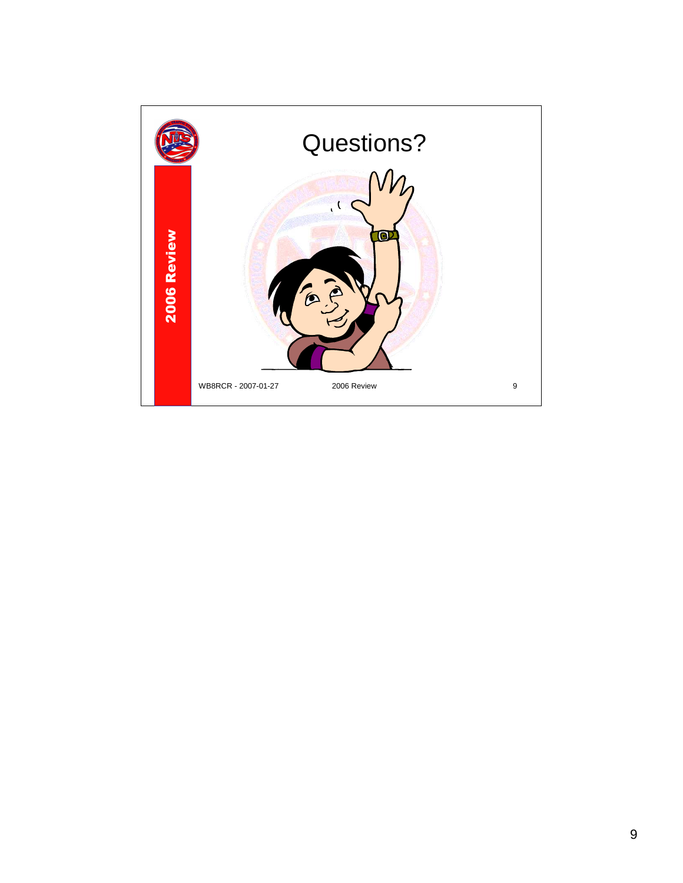# Questions?

2006 Review

WB8RCR - 2007-01-27

2006 Review